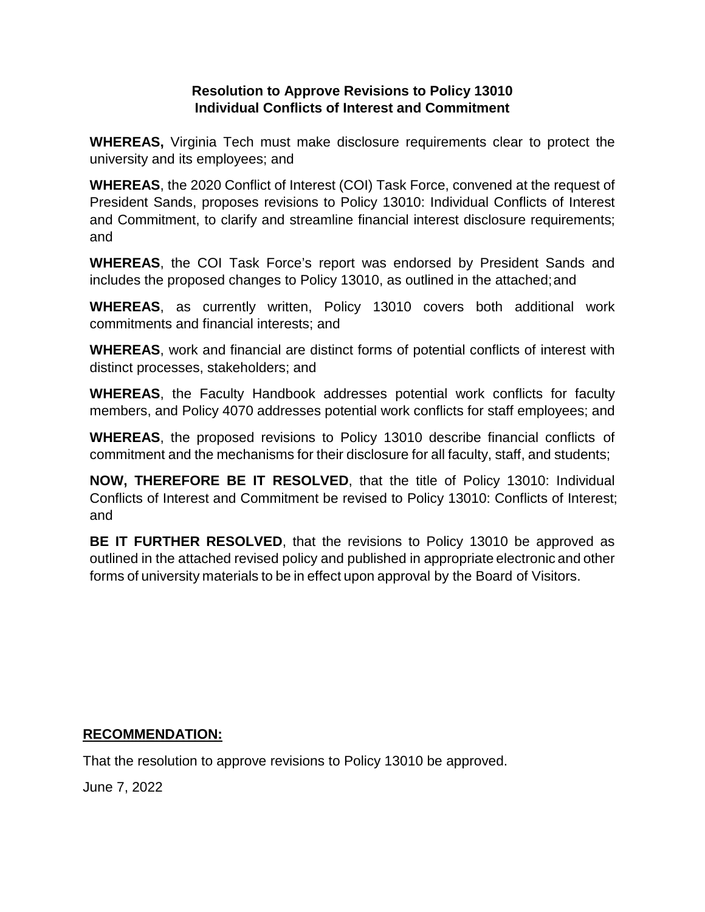# Resolution to Approve Revisions to Policy 13010
## Individual Conflicts of Interest and Commitment

**WHEREAS,** Virginia Tech must make disclosure requirements clear to protect the university and its employees; and

**WHEREAS**, the 2020 Conflict of Interest (COI) Task Force, convened at the request of President Sands, proposes revisions to Policy 13010: Individual Conflicts of Interest and Commitment, to clarify and streamline financial interest disclosure requirements; and

**WHEREAS**, the COI Task Force's report was endorsed by President Sands and includes the proposed changes to Policy 13010, as outlined in the attached; and

**WHEREAS**, as currently written, Policy 13010 covers both additional work commitments and financial interests; and

**WHEREAS**, work and financial are distinct forms of potential conflicts of interest with distinct processes, stakeholders; and

**WHEREAS**, the Faculty Handbook addresses potential work conflicts for faculty members, and Policy 4070 addresses potential work conflicts for staff employees; and

**WHEREAS**, the proposed revisions to Policy 13010 describe financial conflicts of commitment and the mechanisms for their disclosure for all faculty, staff, and students;

**NOW, THEREFORE BE IT RESOLVED**, that the title of Policy 13010: Individual Conflicts of Interest and Commitment be revised to Policy 13010: Conflicts of Interest; and

**BE IT FURTHER RESOLVED**, that the revisions to Policy 13010 be approved as outlined in the attached revised policy and published in appropriate electronic and other forms of university materials to be in effect upon approval by the Board of Visitors.

**RECOMMENDATION:**

That the resolution to approve revisions to Policy 13010 be approved.

June 7, 2022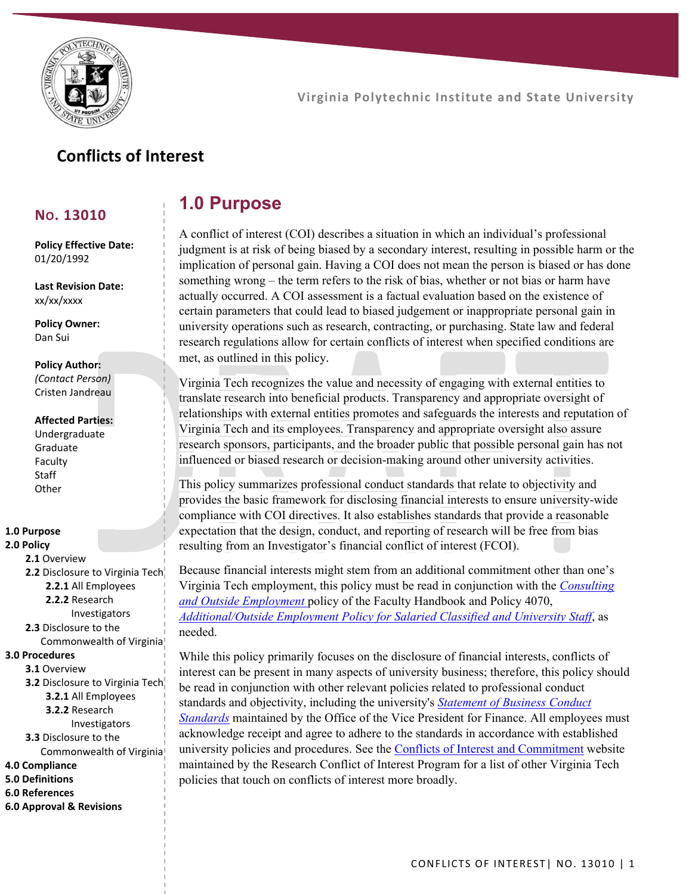Virginia Polytechnic Institute and State University

# Conflicts of Interest

**No. 13010**

**Policy Effective Date:**
01/20/1992

**Last Revision Date:**
xx/xx/xxxx

**Policy Owner:**
Dan Sui

**Policy Author:**
*(Contact Person)*
Cristen Jandreau

**Affected Parties:**
Undergraduate
Graduate
Faculty
Staff
Other

**1.0 Purpose**
**2.0 Policy**
- **2.1** Overview
- **2.2** Disclosure to Virginia Tech
  - **2.2.1** All Employees
  - **2.2.2** Research Investigators
- **2.3** Disclosure to the Commonwealth of Virginia

**3.0 Procedures**
- **3.1** Overview
- **3.2** Disclosure to Virginia Tech
  - **3.2.1** All Employees
  - **3.2.2** Research Investigators
- **3.3** Disclosure to the Commonwealth of Virginia

**4.0 Compliance**
**5.0 Definitions**
**6.0 References**
**6.0 Approval & Revisions**

## 1.0 Purpose

A conflict of interest (COI) describes a situation in which an individual's professional judgment is at risk of being biased by a secondary interest, resulting in possible harm or the implication of personal gain. Having a COI does not mean the person is biased or has done something wrong – the term refers to the risk of bias, whether or not bias or harm have actually occurred. A COI assessment is a factual evaluation based on the existence of certain parameters that could lead to biased judgement or inappropriate personal gain in university operations such as research, contracting, or purchasing. State law and federal research regulations allow for certain conflicts of interest when specified conditions are met, as outlined in this policy.

Virginia Tech recognizes the value and necessity of engaging with external entities to translate research into beneficial products. Transparency and appropriate oversight of relationships with external entities promotes and safeguards the interests and reputation of Virginia Tech and its employees. Transparency and appropriate oversight also assure research sponsors, participants, and the broader public that possible personal gain has not influenced or biased research or decision-making around other university activities.

This policy summarizes professional conduct standards that relate to objectivity and provides the basic framework for disclosing financial interests to ensure university-wide compliance with COI directives. It also establishes standards that provide a reasonable expectation that the design, conduct, and reporting of research will be free from bias resulting from an Investigator's financial conflict of interest (FCOI).

Because financial interests might stem from an additional commitment other than one's Virginia Tech employment, this policy must be read in conjunction with the *Consulting and Outside Employment* policy of the Faculty Handbook and Policy 4070, *Additional/Outside Employment Policy for Salaried Classified and University Staff*, as needed.

While this policy primarily focuses on the disclosure of financial interests, conflicts of interest can be present in many aspects of university business; therefore, this policy should be read in conjunction with other relevant policies related to professional conduct standards and objectivity, including the university's *Statement of Business Conduct Standards* maintained by the Office of the Vice President for Finance. All employees must acknowledge receipt and agree to adhere to the standards in accordance with established university policies and procedures. See the Conflicts of Interest and Commitment website maintained by the Research Conflict of Interest Program for a list of other Virginia Tech policies that touch on conflicts of interest more broadly.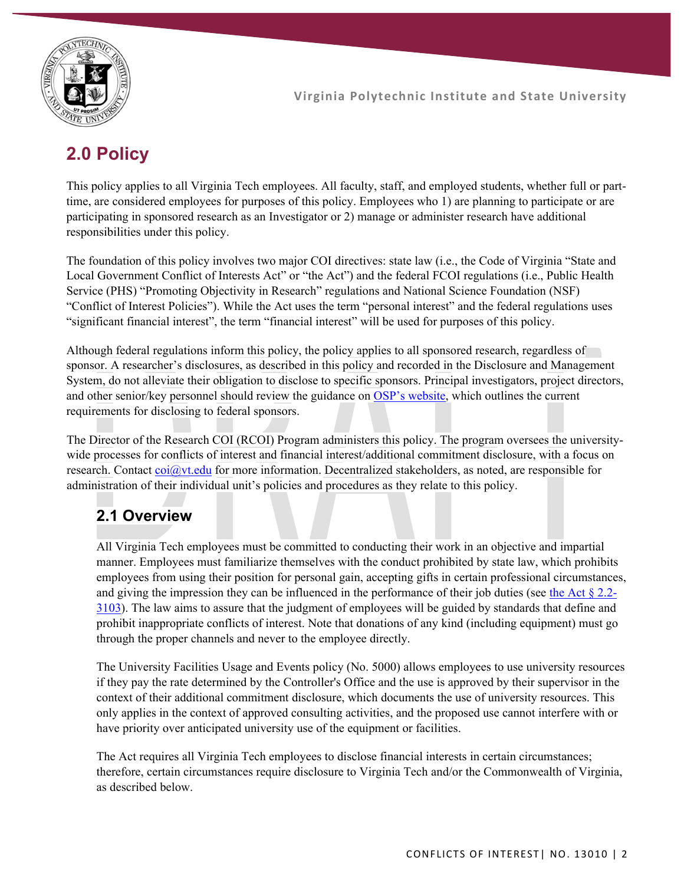## 2.0 Policy

This policy applies to all Virginia Tech employees. All faculty, staff, and employed students, whether full or part-time, are considered employees for purposes of this policy. Employees who 1) are planning to participate or are participating in sponsored research as an Investigator or 2) manage or administer research have additional responsibilities under this policy.

The foundation of this policy involves two major COI directives: state law (i.e., the Code of Virginia "State and Local Government Conflict of Interests Act" or "the Act") and the federal FCOI regulations (i.e., Public Health Service (PHS) "Promoting Objectivity in Research" regulations and National Science Foundation (NSF) "Conflict of Interest Policies"). While the Act uses the term "personal interest" and the federal regulations uses "significant financial interest", the term "financial interest" will be used for purposes of this policy.

Although federal regulations inform this policy, the policy applies to all sponsored research, regardless of sponsor. A researcher's disclosures, as described in this policy and recorded in the Disclosure and Management System, do not alleviate their obligation to disclose to specific sponsors. Principal investigators, project directors, and other senior/key personnel should review the guidance on OSP's website, which outlines the current requirements for disclosing to federal sponsors.

The Director of the Research COI (RCOI) Program administers this policy. The program oversees the university-wide processes for conflicts of interest and financial interest/additional commitment disclosure, with a focus on research. Contact coi@vt.edu for more information. Decentralized stakeholders, as noted, are responsible for administration of their individual unit's policies and procedures as they relate to this policy.

### 2.1 Overview

All Virginia Tech employees must be committed to conducting their work in an objective and impartial manner. Employees must familiarize themselves with the conduct prohibited by state law, which prohibits employees from using their position for personal gain, accepting gifts in certain professional circumstances, and giving the impression they can be influenced in the performance of their job duties (see the Act § 2.2-3103). The law aims to assure that the judgment of employees will be guided by standards that define and prohibit inappropriate conflicts of interest. Note that donations of any kind (including equipment) must go through the proper channels and never to the employee directly.

The University Facilities Usage and Events policy (No. 5000) allows employees to use university resources if they pay the rate determined by the Controller's Office and the use is approved by their supervisor in the context of their additional commitment disclosure, which documents the use of university resources. This only applies in the context of approved consulting activities, and the proposed use cannot interfere with or have priority over anticipated university use of the equipment or facilities.

The Act requires all Virginia Tech employees to disclose financial interests in certain circumstances; therefore, certain circumstances require disclosure to Virginia Tech and/or the Commonwealth of Virginia, as described below.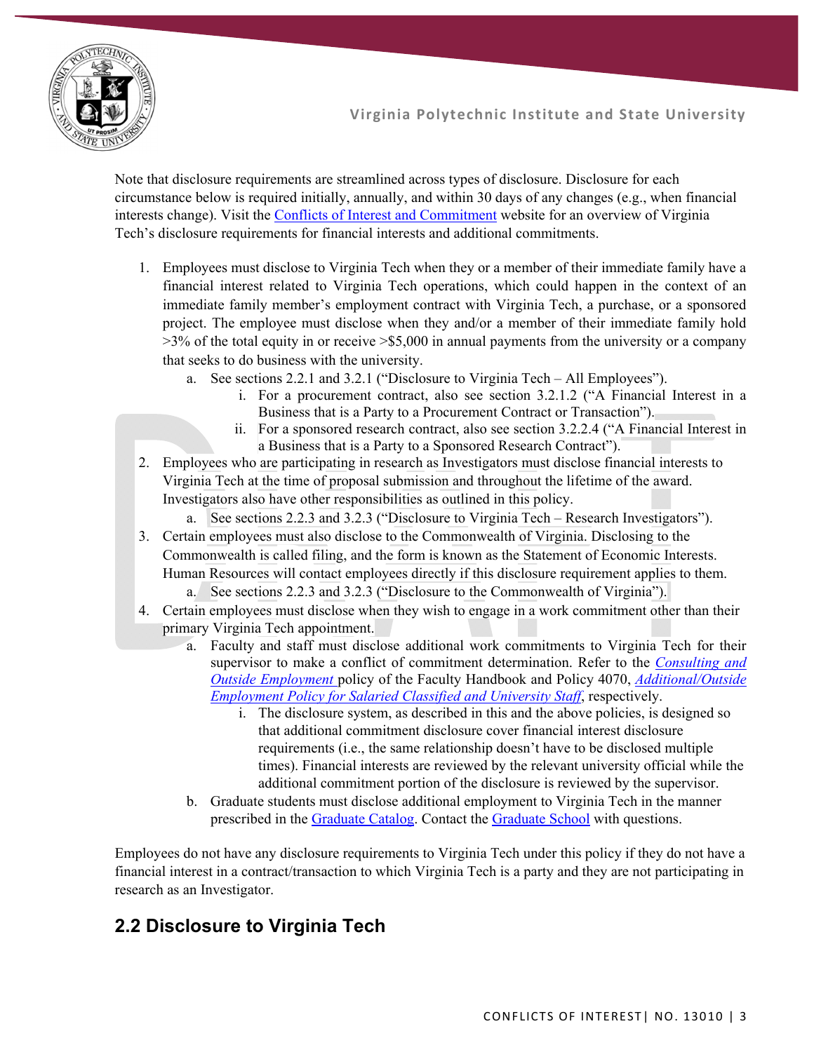Note that disclosure requirements are streamlined across types of disclosure. Disclosure for each circumstance below is required initially, annually, and within 30 days of any changes (e.g., when financial interests change). Visit the [Conflicts of Interest and Commitment]() website for an overview of Virginia Tech's disclosure requirements for financial interests and additional commitments.

1. Employees must disclose to Virginia Tech when they or a member of their immediate family have a financial interest related to Virginia Tech operations, which could happen in the context of an immediate family member's employment contract with Virginia Tech, a purchase, or a sponsored project. The employee must disclose when they and/or a member of their immediate family hold >3% of the total equity in or receive >$5,000 in annual payments from the university or a company that seeks to do business with the university.
   a. See sections 2.2.1 and 3.2.1 ("Disclosure to Virginia Tech – All Employees").
      i. For a procurement contract, also see section 3.2.1.2 ("A Financial Interest in a Business that is a Party to a Procurement Contract or Transaction").
      ii. For a sponsored research contract, also see section 3.2.2.4 ("A Financial Interest in a Business that is a Party to a Sponsored Research Contract").
2. Employees who are participating in research as Investigators must disclose financial interests to Virginia Tech at the time of proposal submission and throughout the lifetime of the award. Investigators also have other responsibilities as outlined in this policy.
   a. See sections 2.2.3 and 3.2.3 ("Disclosure to Virginia Tech – Research Investigators").
3. Certain employees must also disclose to the Commonwealth of Virginia. Disclosing to the Commonwealth is called filing, and the form is known as the Statement of Economic Interests. Human Resources will contact employees directly if this disclosure requirement applies to them.
   a. See sections 2.2.3 and 3.2.3 ("Disclosure to the Commonwealth of Virginia").
4. Certain employees must disclose when they wish to engage in a work commitment other than their primary Virginia Tech appointment.
   a. Faculty and staff must disclose additional work commitments to Virginia Tech for their supervisor to make a conflict of commitment determination. Refer to the *[Consulting and Outside Employment]()* policy of the Faculty Handbook and Policy 4070, *[Additional/Outside Employment Policy for Salaried Classified and University Staff]()*, respectively.
      i. The disclosure system, as described in this and the above policies, is designed so that additional commitment disclosure cover financial interest disclosure requirements (i.e., the same relationship doesn't have to be disclosed multiple times). Financial interests are reviewed by the relevant university official while the additional commitment portion of the disclosure is reviewed by the supervisor.
   b. Graduate students must disclose additional employment to Virginia Tech in the manner prescribed in the [Graduate Catalog](). Contact the [Graduate School]() with questions.

Employees do not have any disclosure requirements to Virginia Tech under this policy if they do not have a financial interest in a contract/transaction to which Virginia Tech is a party and they are not participating in research as an Investigator.

## 2.2 Disclosure to Virginia Tech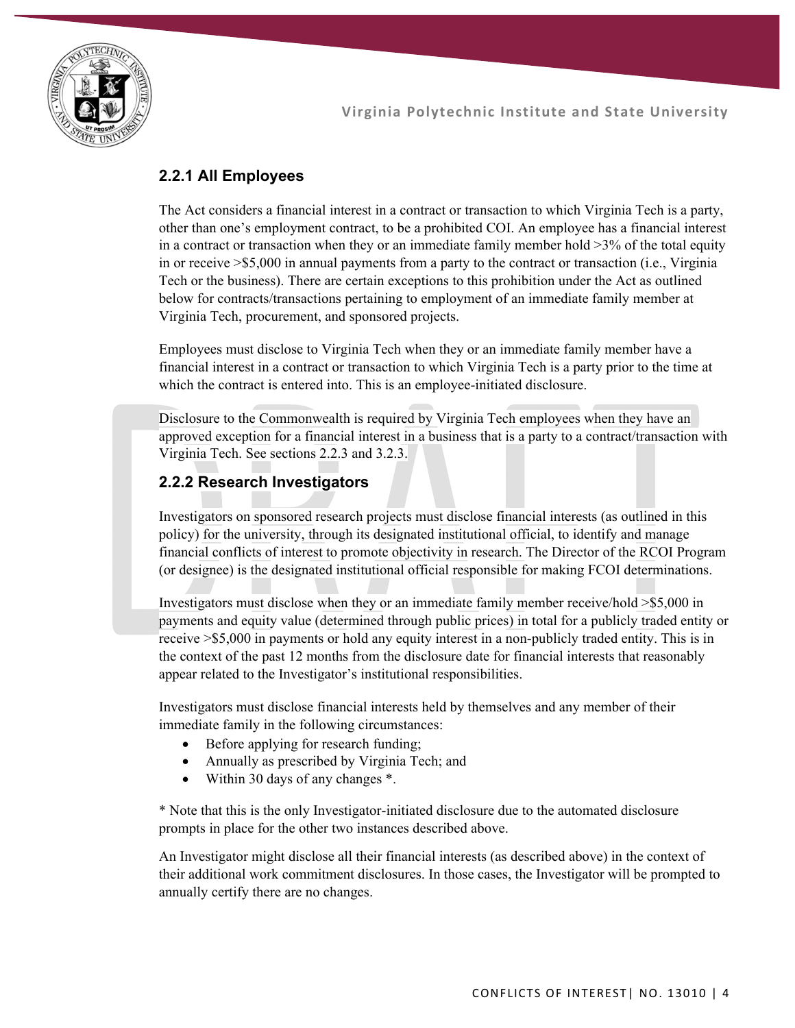### 2.2.1 All Employees

The Act considers a financial interest in a contract or transaction to which Virginia Tech is a party, other than one's employment contract, to be a prohibited COI. An employee has a financial interest in a contract or transaction when they or an immediate family member hold >3% of the total equity in or receive >$5,000 in annual payments from a party to the contract or transaction (i.e., Virginia Tech or the business). There are certain exceptions to this prohibition under the Act as outlined below for contracts/transactions pertaining to employment of an immediate family member at Virginia Tech, procurement, and sponsored projects.

Employees must disclose to Virginia Tech when they or an immediate family member have a financial interest in a contract or transaction to which Virginia Tech is a party prior to the time at which the contract is entered into. This is an employee-initiated disclosure.

Disclosure to the Commonwealth is required by Virginia Tech employees when they have an approved exception for a financial interest in a business that is a party to a contract/transaction with Virginia Tech. See sections 2.2.3 and 3.2.3.

### 2.2.2 Research Investigators

Investigators on sponsored research projects must disclose financial interests (as outlined in this policy) for the university, through its designated institutional official, to identify and manage financial conflicts of interest to promote objectivity in research. The Director of the RCOI Program (or designee) is the designated institutional official responsible for making FCOI determinations.

Investigators must disclose when they or an immediate family member receive/hold >$5,000 in payments and equity value (determined through public prices) in total for a publicly traded entity or receive >$5,000 in payments or hold any equity interest in a non-publicly traded entity. This is in the context of the past 12 months from the disclosure date for financial interests that reasonably appear related to the Investigator's institutional responsibilities.

Investigators must disclose financial interests held by themselves and any member of their immediate family in the following circumstances:

- Before applying for research funding;
- Annually as prescribed by Virginia Tech; and
- Within 30 days of any changes *.

* Note that this is the only Investigator-initiated disclosure due to the automated disclosure prompts in place for the other two instances described above.

An Investigator might disclose all their financial interests (as described above) in the context of their additional work commitment disclosures. In those cases, the Investigator will be prompted to annually certify there are no changes.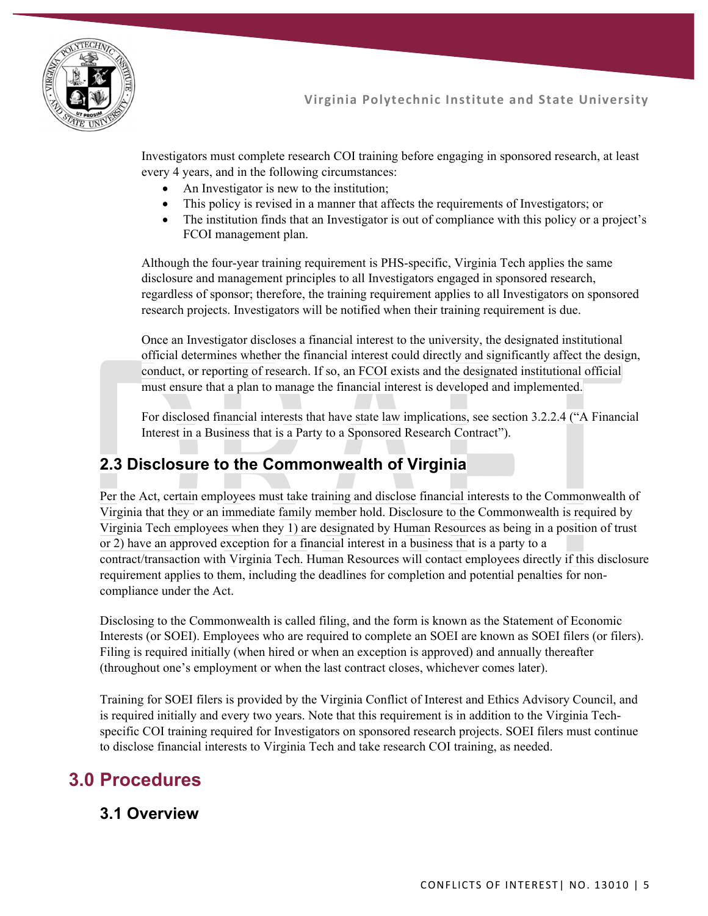Investigators must complete research COI training before engaging in sponsored research, at least every 4 years, and in the following circumstances:

- An Investigator is new to the institution;
- This policy is revised in a manner that affects the requirements of Investigators; or
- The institution finds that an Investigator is out of compliance with this policy or a project's FCOI management plan.

Although the four-year training requirement is PHS-specific, Virginia Tech applies the same disclosure and management principles to all Investigators engaged in sponsored research, regardless of sponsor; therefore, the training requirement applies to all Investigators on sponsored research projects. Investigators will be notified when their training requirement is due.

Once an Investigator discloses a financial interest to the university, the designated institutional official determines whether the financial interest could directly and significantly affect the design, conduct, or reporting of research. If so, an FCOI exists and the designated institutional official must ensure that a plan to manage the financial interest is developed and implemented.

For disclosed financial interests that have state law implications, see section 3.2.2.4 ("A Financial Interest in a Business that is a Party to a Sponsored Research Contract").

### 2.3 Disclosure to the Commonwealth of Virginia

Per the Act, certain employees must take training and disclose financial interests to the Commonwealth of Virginia that they or an immediate family member hold. Disclosure to the Commonwealth is required by Virginia Tech employees when they 1) are designated by Human Resources as being in a position of trust or 2) have an approved exception for a financial interest in a business that is a party to a contract/transaction with Virginia Tech. Human Resources will contact employees directly if this disclosure requirement applies to them, including the deadlines for completion and potential penalties for non-compliance under the Act.

Disclosing to the Commonwealth is called filing, and the form is known as the Statement of Economic Interests (or SOEI). Employees who are required to complete an SOEI are known as SOEI filers (or filers). Filing is required initially (when hired or when an exception is approved) and annually thereafter (throughout one's employment or when the last contract closes, whichever comes later).

Training for SOEI filers is provided by the Virginia Conflict of Interest and Ethics Advisory Council, and is required initially and every two years. Note that this requirement is in addition to the Virginia Tech-specific COI training required for Investigators on sponsored research projects. SOEI filers must continue to disclose financial interests to Virginia Tech and take research COI training, as needed.

## 3.0 Procedures

### 3.1 Overview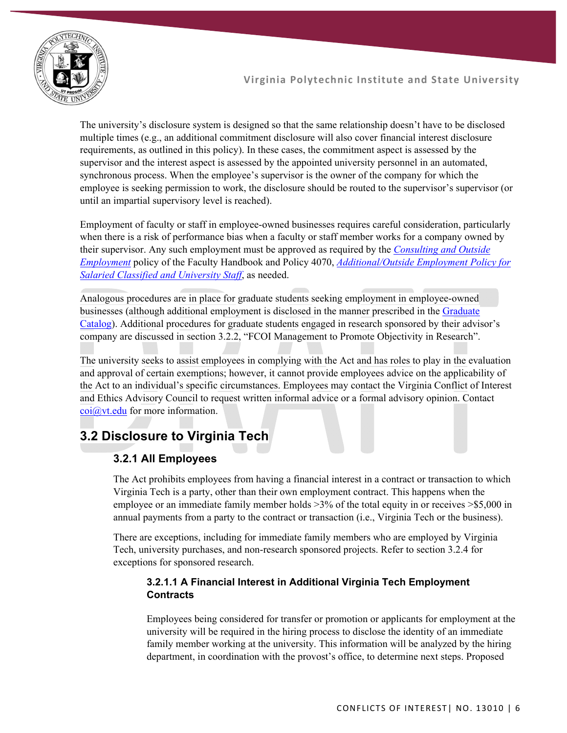The university's disclosure system is designed so that the same relationship doesn't have to be disclosed multiple times (e.g., an additional commitment disclosure will also cover financial interest disclosure requirements, as outlined in this policy). In these cases, the commitment aspect is assessed by the supervisor and the interest aspect is assessed by the appointed university personnel in an automated, synchronous process. When the employee's supervisor is the owner of the company for which the employee is seeking permission to work, the disclosure should be routed to the supervisor's supervisor (or until an impartial supervisory level is reached).

Employment of faculty or staff in employee-owned businesses requires careful consideration, particularly when there is a risk of performance bias when a faculty or staff member works for a company owned by their supervisor. Any such employment must be approved as required by the *Consulting and Outside Employment* policy of the Faculty Handbook and Policy 4070, *Additional/Outside Employment Policy for Salaried Classified and University Staff*, as needed.

Analogous procedures are in place for graduate students seeking employment in employee-owned businesses (although additional employment is disclosed in the manner prescribed in the Graduate Catalog). Additional procedures for graduate students engaged in research sponsored by their advisor's company are discussed in section 3.2.2, "FCOI Management to Promote Objectivity in Research".

The university seeks to assist employees in complying with the Act and has roles to play in the evaluation and approval of certain exemptions; however, it cannot provide employees advice on the applicability of the Act to an individual's specific circumstances. Employees may contact the Virginia Conflict of Interest and Ethics Advisory Council to request written informal advice or a formal advisory opinion. Contact coi@vt.edu for more information.

## 3.2 Disclosure to Virginia Tech

### 3.2.1 All Employees

The Act prohibits employees from having a financial interest in a contract or transaction to which Virginia Tech is a party, other than their own employment contract. This happens when the employee or an immediate family member holds >3% of the total equity in or receives >$5,000 in annual payments from a party to the contract or transaction (i.e., Virginia Tech or the business).

There are exceptions, including for immediate family members who are employed by Virginia Tech, university purchases, and non-research sponsored projects. Refer to section 3.2.4 for exceptions for sponsored research.

#### 3.2.1.1 A Financial Interest in Additional Virginia Tech Employment Contracts

Employees being considered for transfer or promotion or applicants for employment at the university will be required in the hiring process to disclose the identity of an immediate family member working at the university. This information will be analyzed by the hiring department, in coordination with the provost's office, to determine next steps. Proposed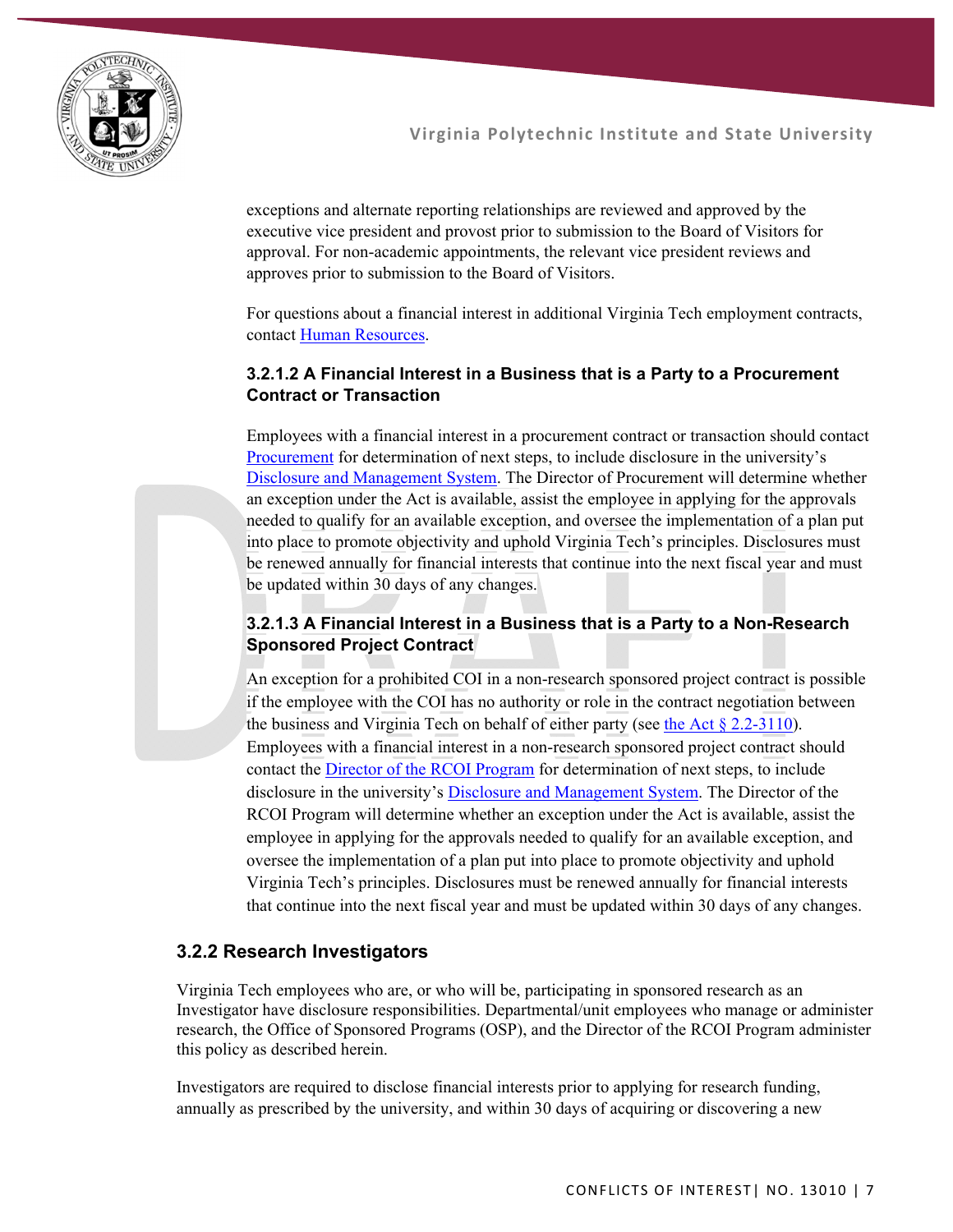exceptions and alternate reporting relationships are reviewed and approved by the executive vice president and provost prior to submission to the Board of Visitors for approval. For non-academic appointments, the relevant vice president reviews and approves prior to submission to the Board of Visitors.

For questions about a financial interest in additional Virginia Tech employment contracts, contact Human Resources.

#### 3.2.1.2 A Financial Interest in a Business that is a Party to a Procurement Contract or Transaction

Employees with a financial interest in a procurement contract or transaction should contact Procurement for determination of next steps, to include disclosure in the university's Disclosure and Management System. The Director of Procurement will determine whether an exception under the Act is available, assist the employee in applying for the approvals needed to qualify for an available exception, and oversee the implementation of a plan put into place to promote objectivity and uphold Virginia Tech's principles. Disclosures must be renewed annually for financial interests that continue into the next fiscal year and must be updated within 30 days of any changes.

#### 3.2.1.3 A Financial Interest in a Business that is a Party to a Non-Research Sponsored Project Contract

An exception for a prohibited COI in a non-research sponsored project contract is possible if the employee with the COI has no authority or role in the contract negotiation between the business and Virginia Tech on behalf of either party (see the Act § 2.2-3110). Employees with a financial interest in a non-research sponsored project contract should contact the Director of the RCOI Program for determination of next steps, to include disclosure in the university's Disclosure and Management System. The Director of the RCOI Program will determine whether an exception under the Act is available, assist the employee in applying for the approvals needed to qualify for an available exception, and oversee the implementation of a plan put into place to promote objectivity and uphold Virginia Tech's principles. Disclosures must be renewed annually for financial interests that continue into the next fiscal year and must be updated within 30 days of any changes.

### 3.2.2 Research Investigators

Virginia Tech employees who are, or who will be, participating in sponsored research as an Investigator have disclosure responsibilities. Departmental/unit employees who manage or administer research, the Office of Sponsored Programs (OSP), and the Director of the RCOI Program administer this policy as described herein.

Investigators are required to disclose financial interests prior to applying for research funding, annually as prescribed by the university, and within 30 days of acquiring or discovering a new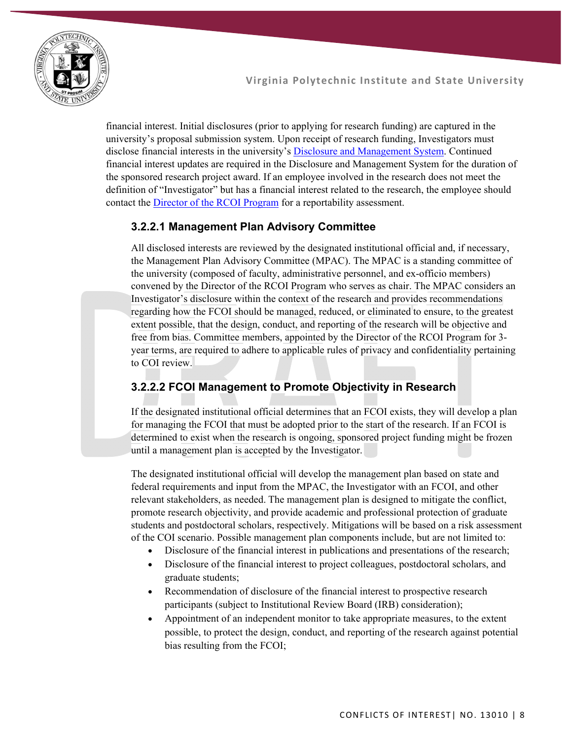financial interest. Initial disclosures (prior to applying for research funding) are captured in the university's proposal submission system. Upon receipt of research funding, Investigators must disclose financial interests in the university's [Disclosure and Management System](). Continued financial interest updates are required in the Disclosure and Management System for the duration of the sponsored research project award. If an employee involved in the research does not meet the definition of "Investigator" but has a financial interest related to the research, the employee should contact the [Director of the RCOI Program]() for a reportability assessment.

### 3.2.2.1 Management Plan Advisory Committee

All disclosed interests are reviewed by the designated institutional official and, if necessary, the Management Plan Advisory Committee (MPAC). The MPAC is a standing committee of the university (composed of faculty, administrative personnel, and ex-officio members) convened by the Director of the RCOI Program who serves as chair. The MPAC considers an Investigator's disclosure within the context of the research and provides recommendations regarding how the FCOI should be managed, reduced, or eliminated to ensure, to the greatest extent possible, that the design, conduct, and reporting of the research will be objective and free from bias. Committee members, appointed by the Director of the RCOI Program for 3-year terms, are required to adhere to applicable rules of privacy and confidentiality pertaining to COI review.

### 3.2.2.2 FCOI Management to Promote Objectivity in Research

If the designated institutional official determines that an FCOI exists, they will develop a plan for managing the FCOI that must be adopted prior to the start of the research. If an FCOI is determined to exist when the research is ongoing, sponsored project funding might be frozen until a management plan is accepted by the Investigator.

The designated institutional official will develop the management plan based on state and federal requirements and input from the MPAC, the Investigator with an FCOI, and other relevant stakeholders, as needed. The management plan is designed to mitigate the conflict, promote research objectivity, and provide academic and professional protection of graduate students and postdoctoral scholars, respectively. Mitigations will be based on a risk assessment of the COI scenario. Possible management plan components include, but are not limited to:

- Disclosure of the financial interest in publications and presentations of the research;
- Disclosure of the financial interest to project colleagues, postdoctoral scholars, and graduate students;
- Recommendation of disclosure of the financial interest to prospective research participants (subject to Institutional Review Board (IRB) consideration);
- Appointment of an independent monitor to take appropriate measures, to the extent possible, to protect the design, conduct, and reporting of the research against potential bias resulting from the FCOI;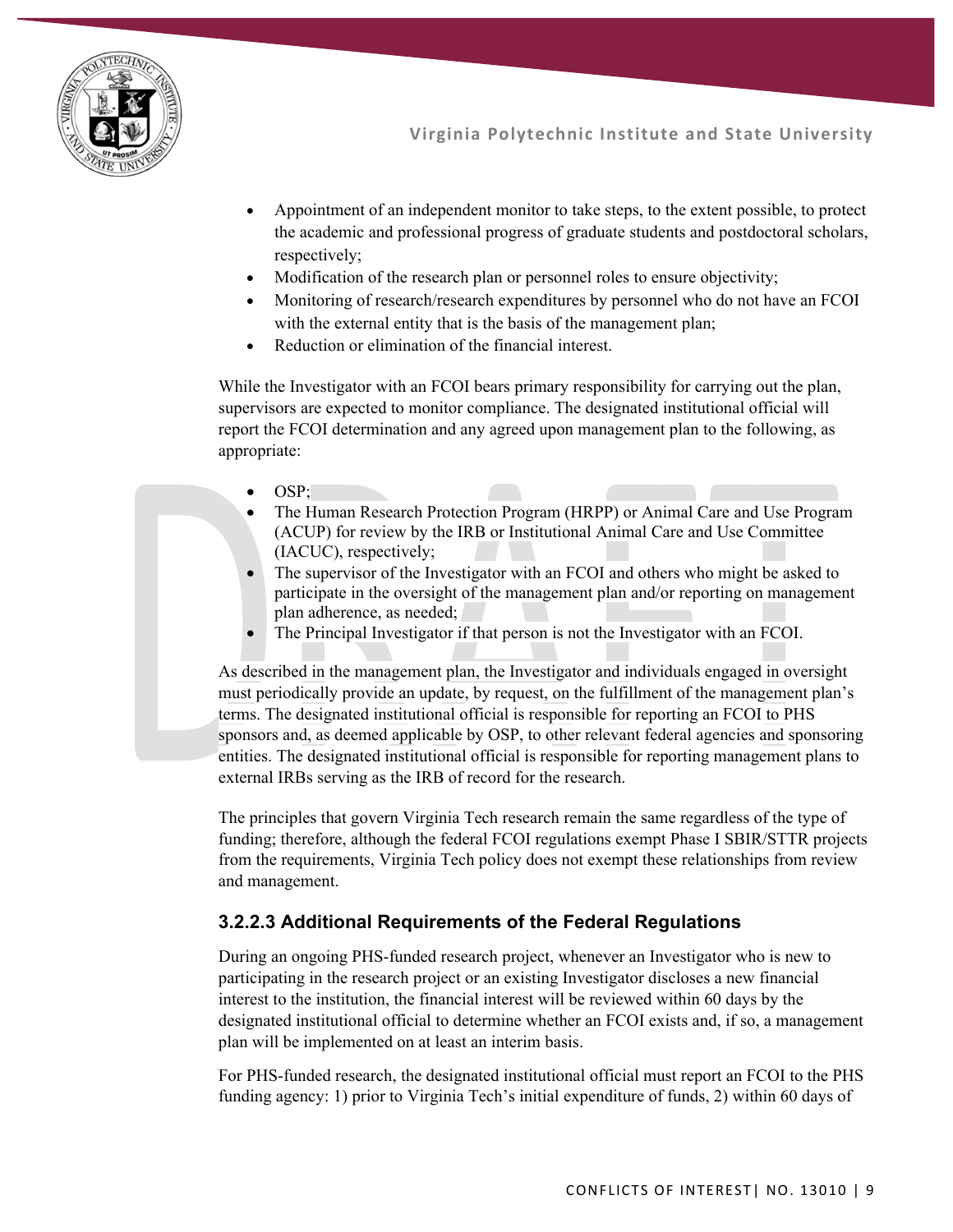- Appointment of an independent monitor to take steps, to the extent possible, to protect the academic and professional progress of graduate students and postdoctoral scholars, respectively;
- Modification of the research plan or personnel roles to ensure objectivity;
- Monitoring of research/research expenditures by personnel who do not have an FCOI with the external entity that is the basis of the management plan;
- Reduction or elimination of the financial interest.

While the Investigator with an FCOI bears primary responsibility for carrying out the plan, supervisors are expected to monitor compliance. The designated institutional official will report the FCOI determination and any agreed upon management plan to the following, as appropriate:

- OSP;
- The Human Research Protection Program (HRPP) or Animal Care and Use Program (ACUP) for review by the IRB or Institutional Animal Care and Use Committee (IACUC), respectively;
- The supervisor of the Investigator with an FCOI and others who might be asked to participate in the oversight of the management plan and/or reporting on management plan adherence, as needed;
- The Principal Investigator if that person is not the Investigator with an FCOI.

As described in the management plan, the Investigator and individuals engaged in oversight must periodically provide an update, by request, on the fulfillment of the management plan's terms. The designated institutional official is responsible for reporting an FCOI to PHS sponsors and, as deemed applicable by OSP, to other relevant federal agencies and sponsoring entities. The designated institutional official is responsible for reporting management plans to external IRBs serving as the IRB of record for the research.

The principles that govern Virginia Tech research remain the same regardless of the type of funding; therefore, although the federal FCOI regulations exempt Phase I SBIR/STTR projects from the requirements, Virginia Tech policy does not exempt these relationships from review and management.

### 3.2.2.3 Additional Requirements of the Federal Regulations

During an ongoing PHS-funded research project, whenever an Investigator who is new to participating in the research project or an existing Investigator discloses a new financial interest to the institution, the financial interest will be reviewed within 60 days by the designated institutional official to determine whether an FCOI exists and, if so, a management plan will be implemented on at least an interim basis.

For PHS-funded research, the designated institutional official must report an FCOI to the PHS funding agency: 1) prior to Virginia Tech's initial expenditure of funds, 2) within 60 days of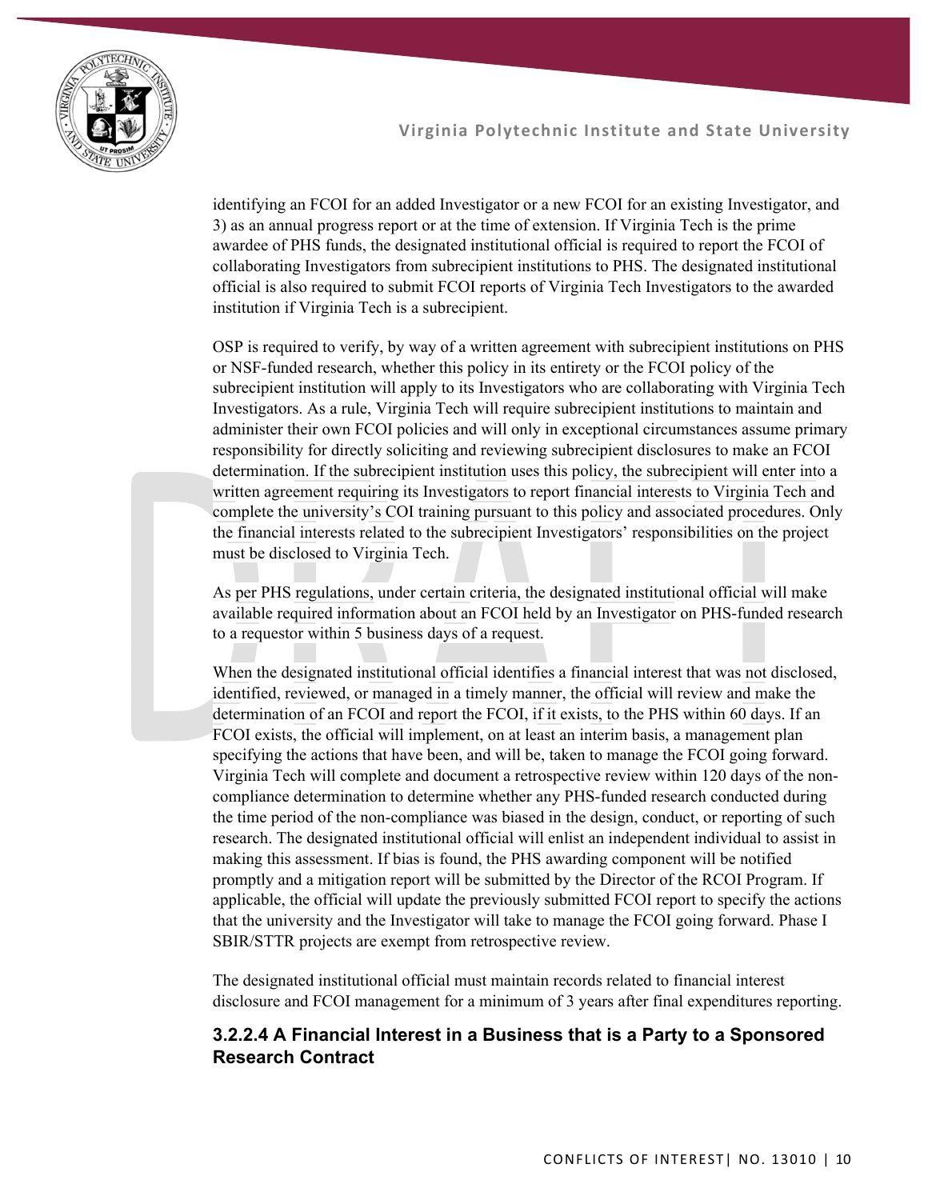identifying an FCOI for an added Investigator or a new FCOI for an existing Investigator, and 3) as an annual progress report or at the time of extension. If Virginia Tech is the prime awardee of PHS funds, the designated institutional official is required to report the FCOI of collaborating Investigators from subrecipient institutions to PHS. The designated institutional official is also required to submit FCOI reports of Virginia Tech Investigators to the awarded institution if Virginia Tech is a subrecipient.

OSP is required to verify, by way of a written agreement with subrecipient institutions on PHS or NSF-funded research, whether this policy in its entirety or the FCOI policy of the subrecipient institution will apply to its Investigators who are collaborating with Virginia Tech Investigators. As a rule, Virginia Tech will require subrecipient institutions to maintain and administer their own FCOI policies and will only in exceptional circumstances assume primary responsibility for directly soliciting and reviewing subrecipient disclosures to make an FCOI determination. If the subrecipient institution uses this policy, the subrecipient will enter into a written agreement requiring its Investigators to report financial interests to Virginia Tech and complete the university's COI training pursuant to this policy and associated procedures. Only the financial interests related to the subrecipient Investigators' responsibilities on the project must be disclosed to Virginia Tech.

As per PHS regulations, under certain criteria, the designated institutional official will make available required information about an FCOI held by an Investigator on PHS-funded research to a requestor within 5 business days of a request.

When the designated institutional official identifies a financial interest that was not disclosed, identified, reviewed, or managed in a timely manner, the official will review and make the determination of an FCOI and report the FCOI, if it exists, to the PHS within 60 days. If an FCOI exists, the official will implement, on at least an interim basis, a management plan specifying the actions that have been, and will be, taken to manage the FCOI going forward. Virginia Tech will complete and document a retrospective review within 120 days of the non-compliance determination to determine whether any PHS-funded research conducted during the time period of the non-compliance was biased in the design, conduct, or reporting of such research. The designated institutional official will enlist an independent individual to assist in making this assessment. If bias is found, the PHS awarding component will be notified promptly and a mitigation report will be submitted by the Director of the RCOI Program. If applicable, the official will update the previously submitted FCOI report to specify the actions that the university and the Investigator will take to manage the FCOI going forward. Phase I SBIR/STTR projects are exempt from retrospective review.

The designated institutional official must maintain records related to financial interest disclosure and FCOI management for a minimum of 3 years after final expenditures reporting.

#### 3.2.2.4 A Financial Interest in a Business that is a Party to a Sponsored Research Contract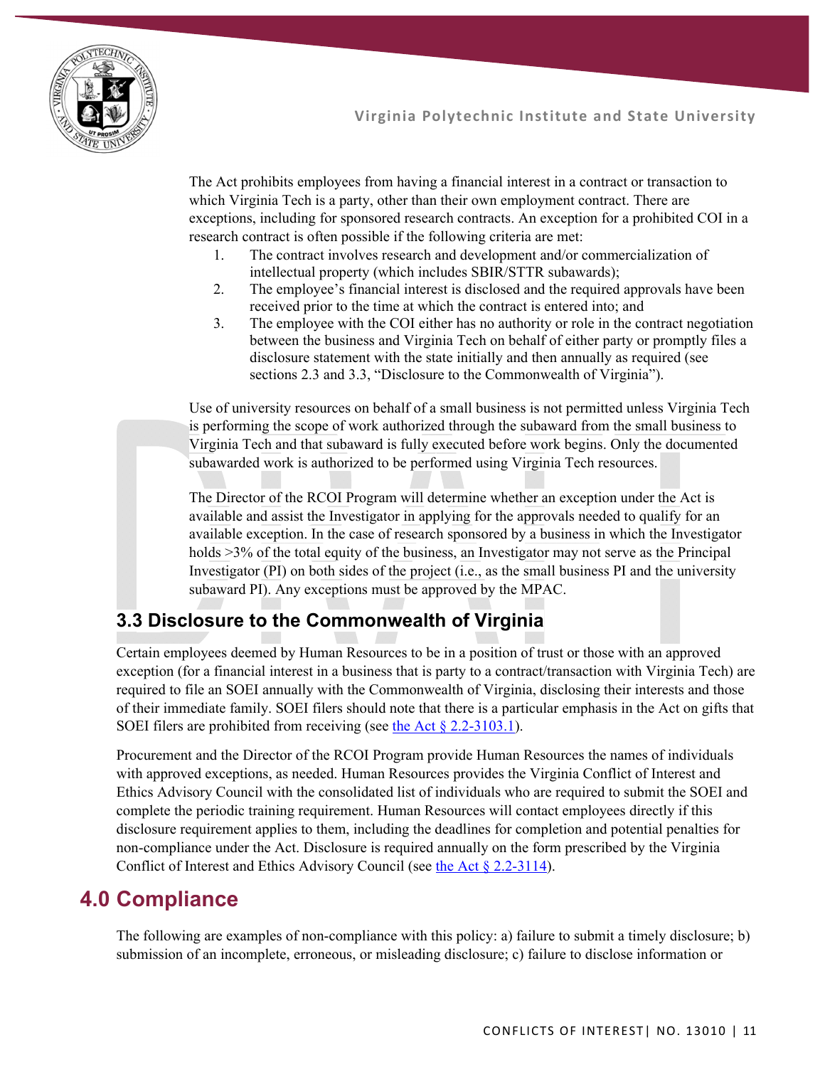The Act prohibits employees from having a financial interest in a contract or transaction to which Virginia Tech is a party, other than their own employment contract. There are exceptions, including for sponsored research contracts. An exception for a prohibited COI in a research contract is often possible if the following criteria are met:

1. The contract involves research and development and/or commercialization of intellectual property (which includes SBIR/STTR subawards);
2. The employee's financial interest is disclosed and the required approvals have been received prior to the time at which the contract is entered into; and
3. The employee with the COI either has no authority or role in the contract negotiation between the business and Virginia Tech on behalf of either party or promptly files a disclosure statement with the state initially and then annually as required (see sections 2.3 and 3.3, "Disclosure to the Commonwealth of Virginia").

Use of university resources on behalf of a small business is not permitted unless Virginia Tech is performing the scope of work authorized through the subaward from the small business to Virginia Tech and that subaward is fully executed before work begins. Only the documented subawarded work is authorized to be performed using Virginia Tech resources.

The Director of the RCOI Program will determine whether an exception under the Act is available and assist the Investigator in applying for the approvals needed to qualify for an available exception. In the case of research sponsored by a business in which the Investigator holds >3% of the total equity of the business, an Investigator may not serve as the Principal Investigator (PI) on both sides of the project (i.e., as the small business PI and the university subaward PI). Any exceptions must be approved by the MPAC.

### 3.3 Disclosure to the Commonwealth of Virginia

Certain employees deemed by Human Resources to be in a position of trust or those with an approved exception (for a financial interest in a business that is party to a contract/transaction with Virginia Tech) are required to file an SOEI annually with the Commonwealth of Virginia, disclosing their interests and those of their immediate family. SOEI filers should note that there is a particular emphasis in the Act on gifts that SOEI filers are prohibited from receiving (see the Act § 2.2-3103.1).

Procurement and the Director of the RCOI Program provide Human Resources the names of individuals with approved exceptions, as needed. Human Resources provides the Virginia Conflict of Interest and Ethics Advisory Council with the consolidated list of individuals who are required to submit the SOEI and complete the periodic training requirement. Human Resources will contact employees directly if this disclosure requirement applies to them, including the deadlines for completion and potential penalties for non-compliance under the Act. Disclosure is required annually on the form prescribed by the Virginia Conflict of Interest and Ethics Advisory Council (see the Act § 2.2-3114).

## 4.0 Compliance

The following are examples of non-compliance with this policy: a) failure to submit a timely disclosure; b) submission of an incomplete, erroneous, or misleading disclosure; c) failure to disclose information or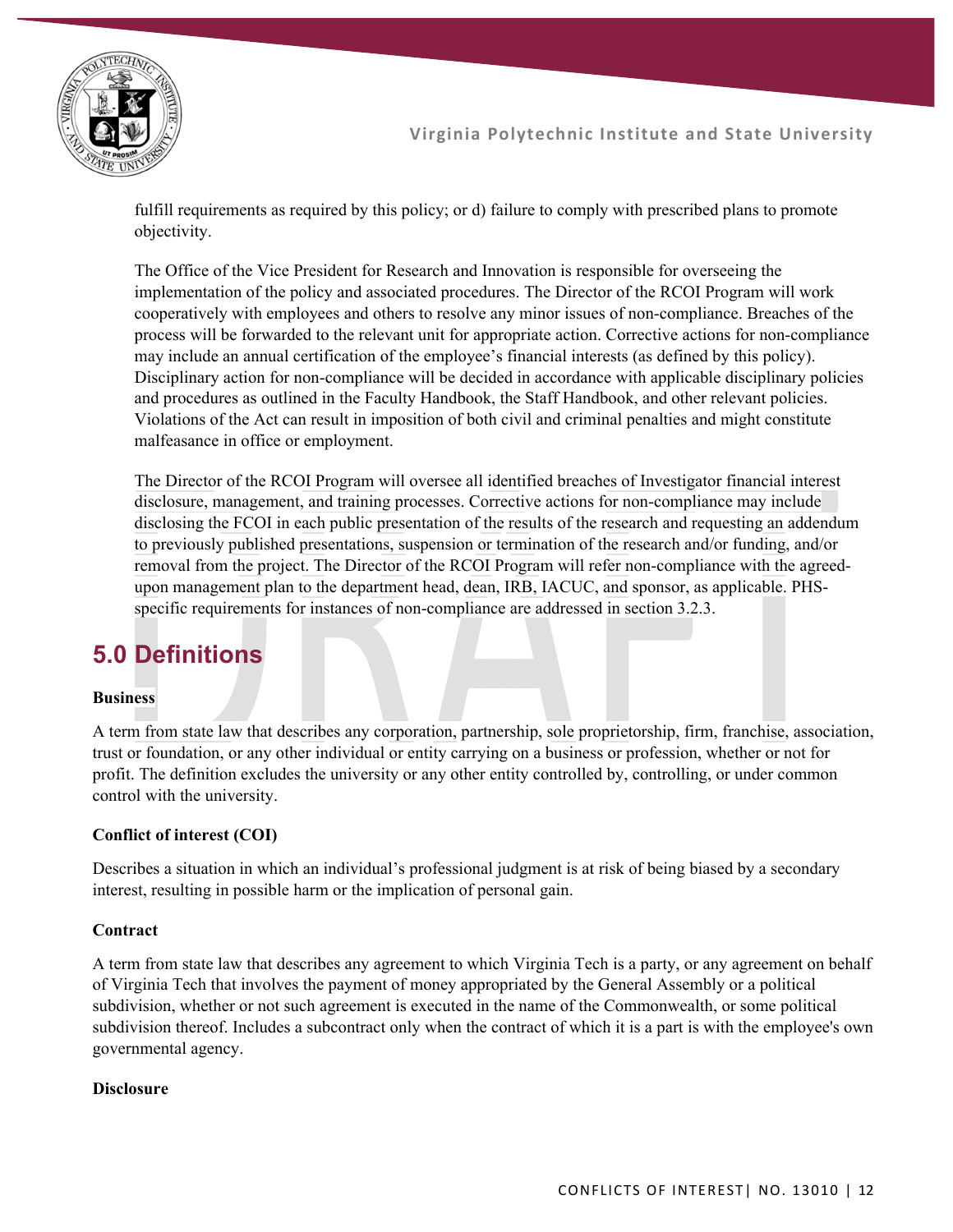fulfill requirements as required by this policy; or d) failure to comply with prescribed plans to promote objectivity.

The Office of the Vice President for Research and Innovation is responsible for overseeing the implementation of the policy and associated procedures. The Director of the RCOI Program will work cooperatively with employees and others to resolve any minor issues of non-compliance. Breaches of the process will be forwarded to the relevant unit for appropriate action. Corrective actions for non-compliance may include an annual certification of the employee's financial interests (as defined by this policy). Disciplinary action for non-compliance will be decided in accordance with applicable disciplinary policies and procedures as outlined in the Faculty Handbook, the Staff Handbook, and other relevant policies. Violations of the Act can result in imposition of both civil and criminal penalties and might constitute malfeasance in office or employment.

The Director of the RCOI Program will oversee all identified breaches of Investigator financial interest disclosure, management, and training processes. Corrective actions for non-compliance may include disclosing the FCOI in each public presentation of the results of the research and requesting an addendum to previously published presentations, suspension or termination of the research and/or funding, and/or removal from the project. The Director of the RCOI Program will refer non-compliance with the agreed-upon management plan to the department head, dean, IRB, IACUC, and sponsor, as applicable. PHS-specific requirements for instances of non-compliance are addressed in section 3.2.3.

## 5.0 Definitions

**Business**

A term from state law that describes any corporation, partnership, sole proprietorship, firm, franchise, association, trust or foundation, or any other individual or entity carrying on a business or profession, whether or not for profit. The definition excludes the university or any other entity controlled by, controlling, or under common control with the university.

**Conflict of interest (COI)**

Describes a situation in which an individual's professional judgment is at risk of being biased by a secondary interest, resulting in possible harm or the implication of personal gain.

**Contract**

A term from state law that describes any agreement to which Virginia Tech is a party, or any agreement on behalf of Virginia Tech that involves the payment of money appropriated by the General Assembly or a political subdivision, whether or not such agreement is executed in the name of the Commonwealth, or some political subdivision thereof. Includes a subcontract only when the contract of which it is a part is with the employee's own governmental agency.

**Disclosure**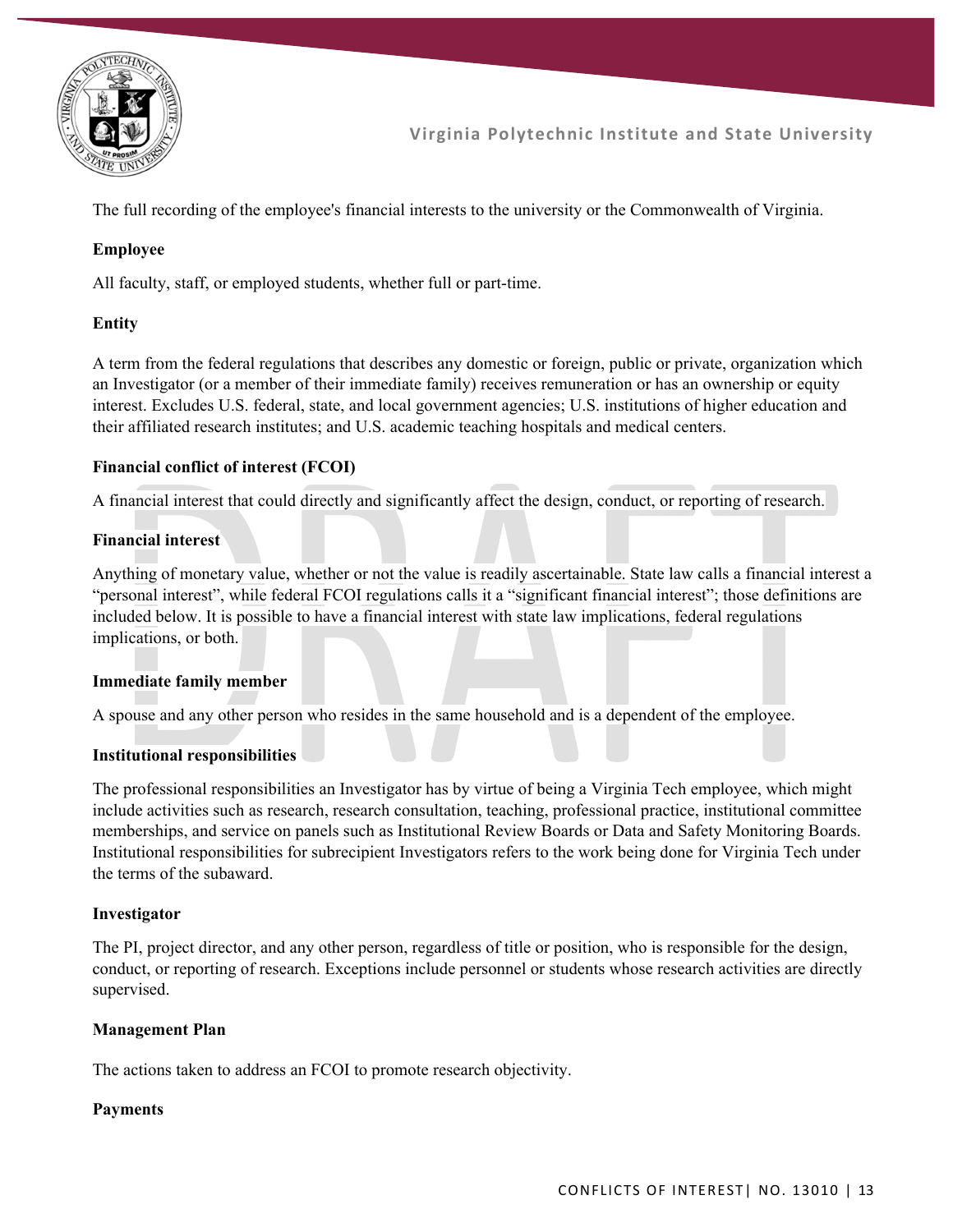The full recording of the employee's financial interests to the university or the Commonwealth of Virginia.

**Employee**

All faculty, staff, or employed students, whether full or part-time.

**Entity**

A term from the federal regulations that describes any domestic or foreign, public or private, organization which an Investigator (or a member of their immediate family) receives remuneration or has an ownership or equity interest. Excludes U.S. federal, state, and local government agencies; U.S. institutions of higher education and their affiliated research institutes; and U.S. academic teaching hospitals and medical centers.

**Financial conflict of interest (FCOI)**

A financial interest that could directly and significantly affect the design, conduct, or reporting of research.

**Financial interest**

Anything of monetary value, whether or not the value is readily ascertainable. State law calls a financial interest a "personal interest", while federal FCOI regulations calls it a "significant financial interest"; those definitions are included below. It is possible to have a financial interest with state law implications, federal regulations implications, or both.

**Immediate family member**

A spouse and any other person who resides in the same household and is a dependent of the employee.

**Institutional responsibilities**

The professional responsibilities an Investigator has by virtue of being a Virginia Tech employee, which might include activities such as research, research consultation, teaching, professional practice, institutional committee memberships, and service on panels such as Institutional Review Boards or Data and Safety Monitoring Boards. Institutional responsibilities for subrecipient Investigators refers to the work being done for Virginia Tech under the terms of the subaward.

**Investigator**

The PI, project director, and any other person, regardless of title or position, who is responsible for the design, conduct, or reporting of research. Exceptions include personnel or students whose research activities are directly supervised.

**Management Plan**

The actions taken to address an FCOI to promote research objectivity.

**Payments**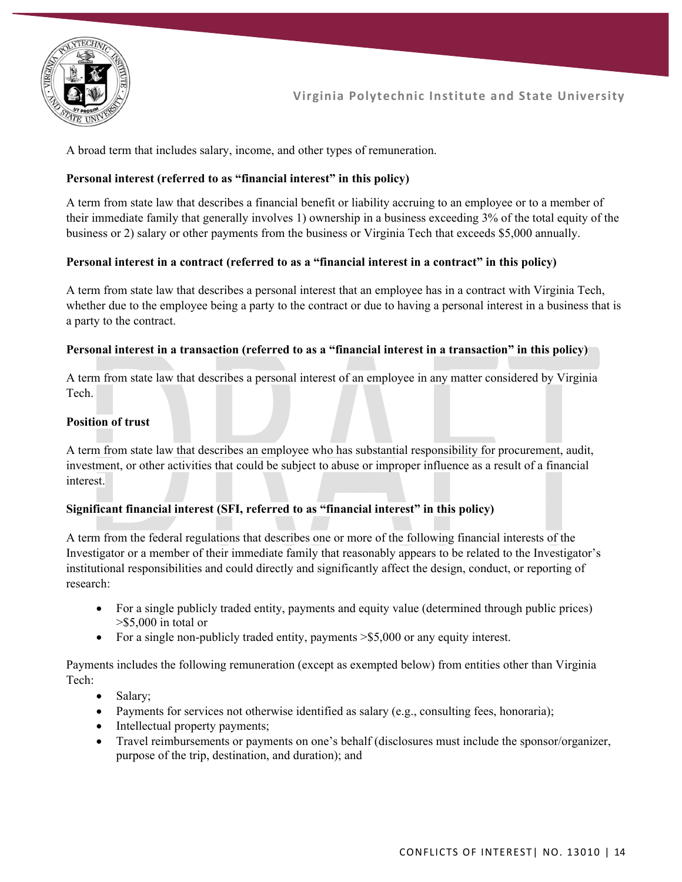A broad term that includes salary, income, and other types of remuneration.

**Personal interest (referred to as "financial interest" in this policy)**

A term from state law that describes a financial benefit or liability accruing to an employee or to a member of their immediate family that generally involves 1) ownership in a business exceeding 3% of the total equity of the business or 2) salary or other payments from the business or Virginia Tech that exceeds $5,000 annually.

**Personal interest in a contract (referred to as a "financial interest in a contract" in this policy)**

A term from state law that describes a personal interest that an employee has in a contract with Virginia Tech, whether due to the employee being a party to the contract or due to having a personal interest in a business that is a party to the contract.

**Personal interest in a transaction (referred to as a "financial interest in a transaction" in this policy)**

A term from state law that describes a personal interest of an employee in any matter considered by Virginia Tech.

**Position of trust**

A term from state law that describes an employee who has substantial responsibility for procurement, audit, investment, or other activities that could be subject to abuse or improper influence as a result of a financial interest.

**Significant financial interest (SFI, referred to as "financial interest" in this policy)**

A term from the federal regulations that describes one or more of the following financial interests of the Investigator or a member of their immediate family that reasonably appears to be related to the Investigator's institutional responsibilities and could directly and significantly affect the design, conduct, or reporting of research:

- For a single publicly traded entity, payments and equity value (determined through public prices) >$5,000 in total or
- For a single non-publicly traded entity, payments >$5,000 or any equity interest.

Payments includes the following remuneration (except as exempted below) from entities other than Virginia Tech:

- Salary;
- Payments for services not otherwise identified as salary (e.g., consulting fees, honoraria);
- Intellectual property payments;
- Travel reimbursements or payments on one's behalf (disclosures must include the sponsor/organizer, purpose of the trip, destination, and duration); and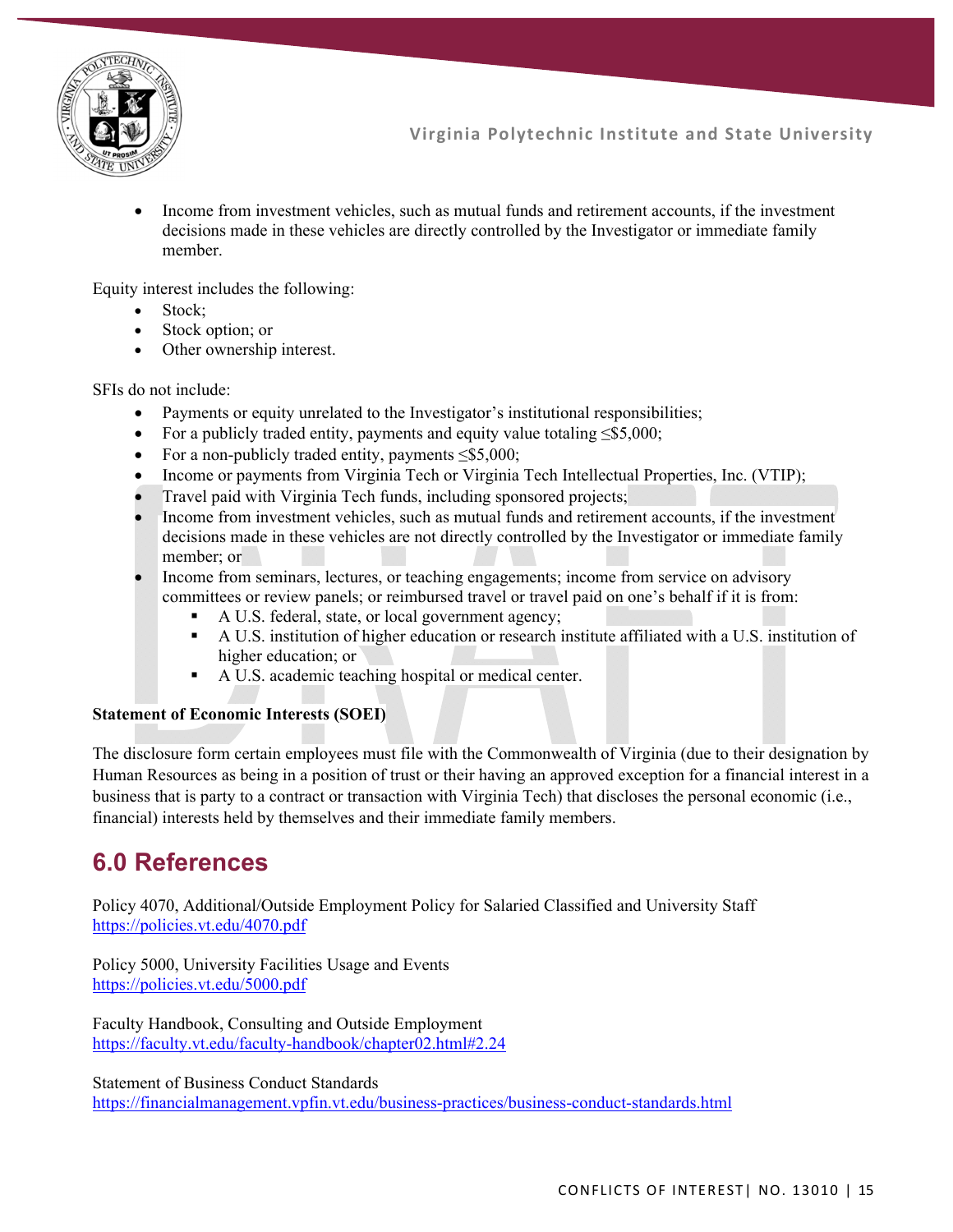- Income from investment vehicles, such as mutual funds and retirement accounts, if the investment decisions made in these vehicles are directly controlled by the Investigator or immediate family member.

Equity interest includes the following:

- Stock;
- Stock option; or
- Other ownership interest.

SFIs do not include:

- Payments or equity unrelated to the Investigator's institutional responsibilities;
- For a publicly traded entity, payments and equity value totaling ≤$5,000;
- For a non-publicly traded entity, payments ≤$5,000;
- Income or payments from Virginia Tech or Virginia Tech Intellectual Properties, Inc. (VTIP);
- Travel paid with Virginia Tech funds, including sponsored projects;
- Income from investment vehicles, such as mutual funds and retirement accounts, if the investment decisions made in these vehicles are not directly controlled by the Investigator or immediate family member; or
- Income from seminars, lectures, or teaching engagements; income from service on advisory committees or review panels; or reimbursed travel or travel paid on one's behalf if it is from:
  - A U.S. federal, state, or local government agency;
  - A U.S. institution of higher education or research institute affiliated with a U.S. institution of higher education; or
  - A U.S. academic teaching hospital or medical center.

**Statement of Economic Interests (SOEI)**

The disclosure form certain employees must file with the Commonwealth of Virginia (due to their designation by Human Resources as being in a position of trust or their having an approved exception for a financial interest in a business that is party to a contract or transaction with Virginia Tech) that discloses the personal economic (i.e., financial) interests held by themselves and their immediate family members.

## 6.0 References

Policy 4070, Additional/Outside Employment Policy for Salaried Classified and University Staff
https://policies.vt.edu/4070.pdf

Policy 5000, University Facilities Usage and Events
https://policies.vt.edu/5000.pdf

Faculty Handbook, Consulting and Outside Employment
https://faculty.vt.edu/faculty-handbook/chapter02.html#2.24

Statement of Business Conduct Standards
https://financialmanagement.vpfin.vt.edu/business-practices/business-conduct-standards.html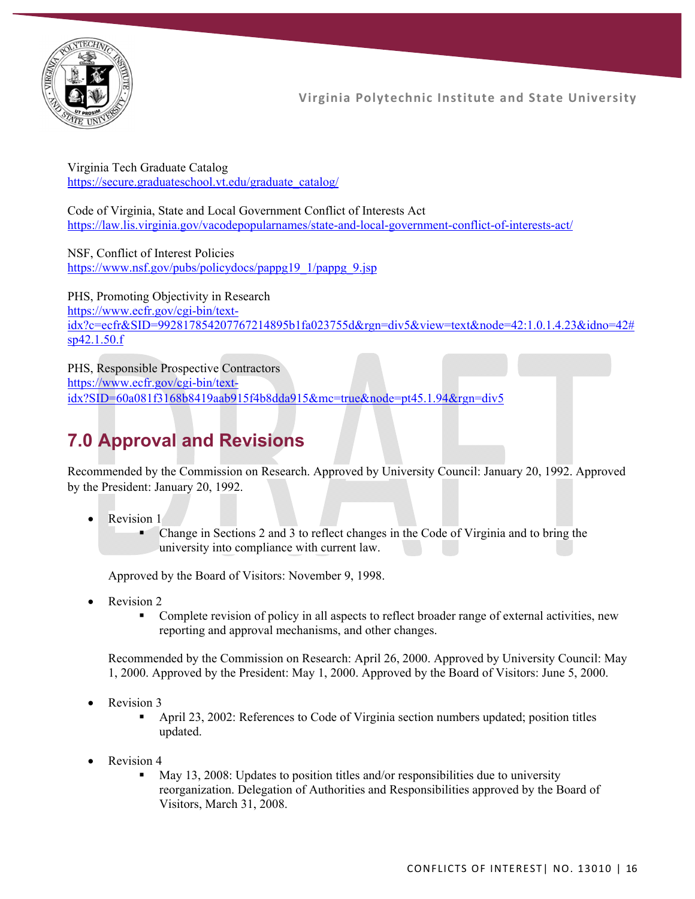Virginia Tech Graduate Catalog
https://secure.graduateschool.vt.edu/graduate_catalog/

Code of Virginia, State and Local Government Conflict of Interests Act
https://law.lis.virginia.gov/vacodepopularnames/state-and-local-government-conflict-of-interests-act/

NSF, Conflict of Interest Policies
https://www.nsf.gov/pubs/policydocs/pappg19_1/pappg_9.jsp

PHS, Promoting Objectivity in Research
https://www.ecfr.gov/cgi-bin/text-idx?c=ecfr&SID=99281785420776721489 5b1fa023755d&rgn=div5&view=text&node=42:1.0.1.4.23&idno=42#sp42.1.50.f

PHS, Responsible Prospective Contractors
https://www.ecfr.gov/cgi-bin/text-idx?SID=60a081f3168b8419aab915f4b8dda915&mc=true&node=pt45.1.94&rgn=div5

## 7.0 Approval and Revisions

Recommended by the Commission on Research. Approved by University Council: January 20, 1992. Approved by the President: January 20, 1992.

- Revision 1
  - Change in Sections 2 and 3 to reflect changes in the Code of Virginia and to bring the university into compliance with current law.

  Approved by the Board of Visitors: November 9, 1998.

- Revision 2
  - Complete revision of policy in all aspects to reflect broader range of external activities, new reporting and approval mechanisms, and other changes.

  Recommended by the Commission on Research: April 26, 2000. Approved by University Council: May 1, 2000. Approved by the President: May 1, 2000. Approved by the Board of Visitors: June 5, 2000.

- Revision 3
  - April 23, 2002: References to Code of Virginia section numbers updated; position titles updated.

- Revision 4
  - May 13, 2008: Updates to position titles and/or responsibilities due to university reorganization. Delegation of Authorities and Responsibilities approved by the Board of Visitors, March 31, 2008.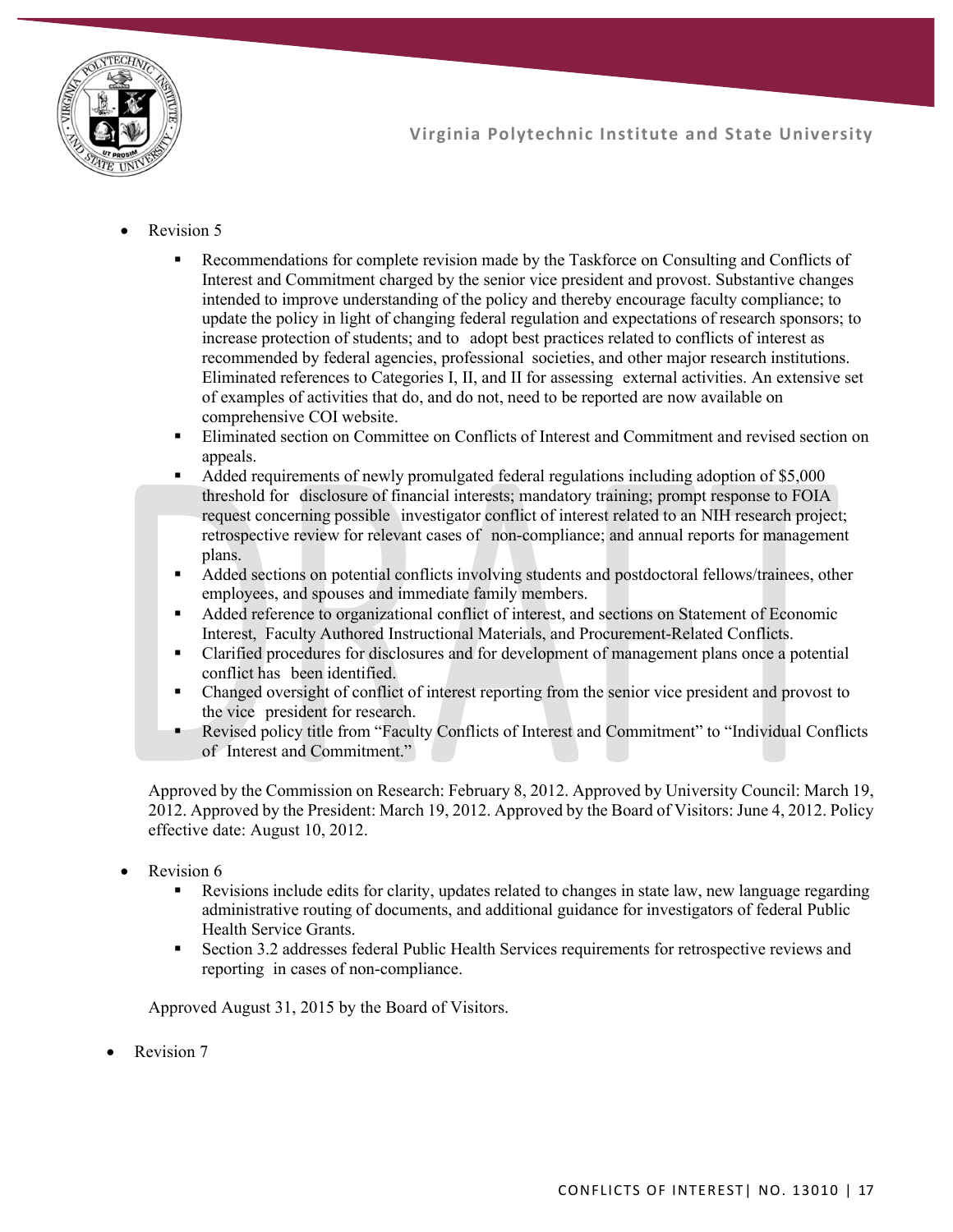- Revision 5
  - Recommendations for complete revision made by the Taskforce on Consulting and Conflicts of Interest and Commitment charged by the senior vice president and provost. Substantive changes intended to improve understanding of the policy and thereby encourage faculty compliance; to update the policy in light of changing federal regulation and expectations of research sponsors; to increase protection of students; and to adopt best practices related to conflicts of interest as recommended by federal agencies, professional societies, and other major research institutions. Eliminated references to Categories I, II, and II for assessing external activities. An extensive set of examples of activities that do, and do not, need to be reported are now available on comprehensive COI website.
  - Eliminated section on Committee on Conflicts of Interest and Commitment and revised section on appeals.
  - Added requirements of newly promulgated federal regulations including adoption of $5,000 threshold for disclosure of financial interests; mandatory training; prompt response to FOIA request concerning possible investigator conflict of interest related to an NIH research project; retrospective review for relevant cases of non-compliance; and annual reports for management plans.
  - Added sections on potential conflicts involving students and postdoctoral fellows/trainees, other employees, and spouses and immediate family members.
  - Added reference to organizational conflict of interest, and sections on Statement of Economic Interest, Faculty Authored Instructional Materials, and Procurement-Related Conflicts.
  - Clarified procedures for disclosures and for development of management plans once a potential conflict has been identified.
  - Changed oversight of conflict of interest reporting from the senior vice president and provost to the vice president for research.
  - Revised policy title from "Faculty Conflicts of Interest and Commitment" to "Individual Conflicts of Interest and Commitment."

  Approved by the Commission on Research: February 8, 2012. Approved by University Council: March 19, 2012. Approved by the President: March 19, 2012. Approved by the Board of Visitors: June 4, 2012. Policy effective date: August 10, 2012.

- Revision 6
  - Revisions include edits for clarity, updates related to changes in state law, new language regarding administrative routing of documents, and additional guidance for investigators of federal Public Health Service Grants.
  - Section 3.2 addresses federal Public Health Services requirements for retrospective reviews and reporting in cases of non-compliance.

  Approved August 31, 2015 by the Board of Visitors.

- Revision 7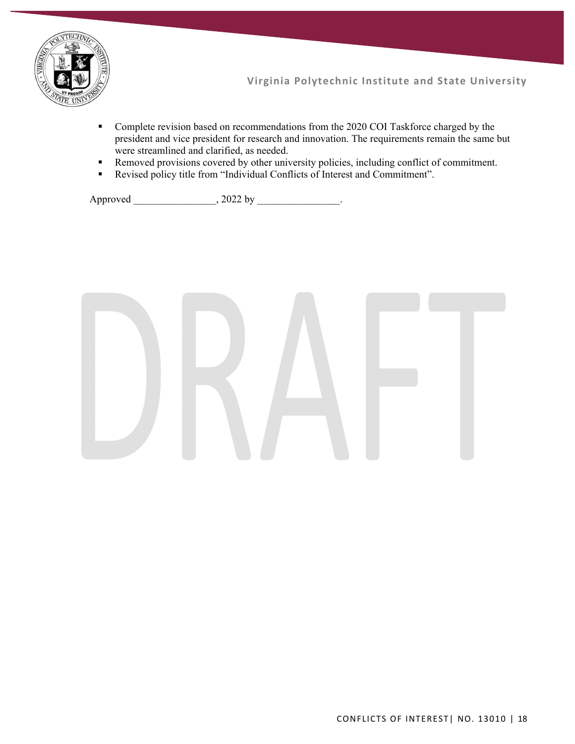- Complete revision based on recommendations from the 2020 COI Taskforce charged by the president and vice president for research and innovation. The requirements remain the same but were streamlined and clarified, as needed.
- Removed provisions covered by other university policies, including conflict of commitment.
- Revised policy title from "Individual Conflicts of Interest and Commitment".

Approved ________________, 2022 by ________________.